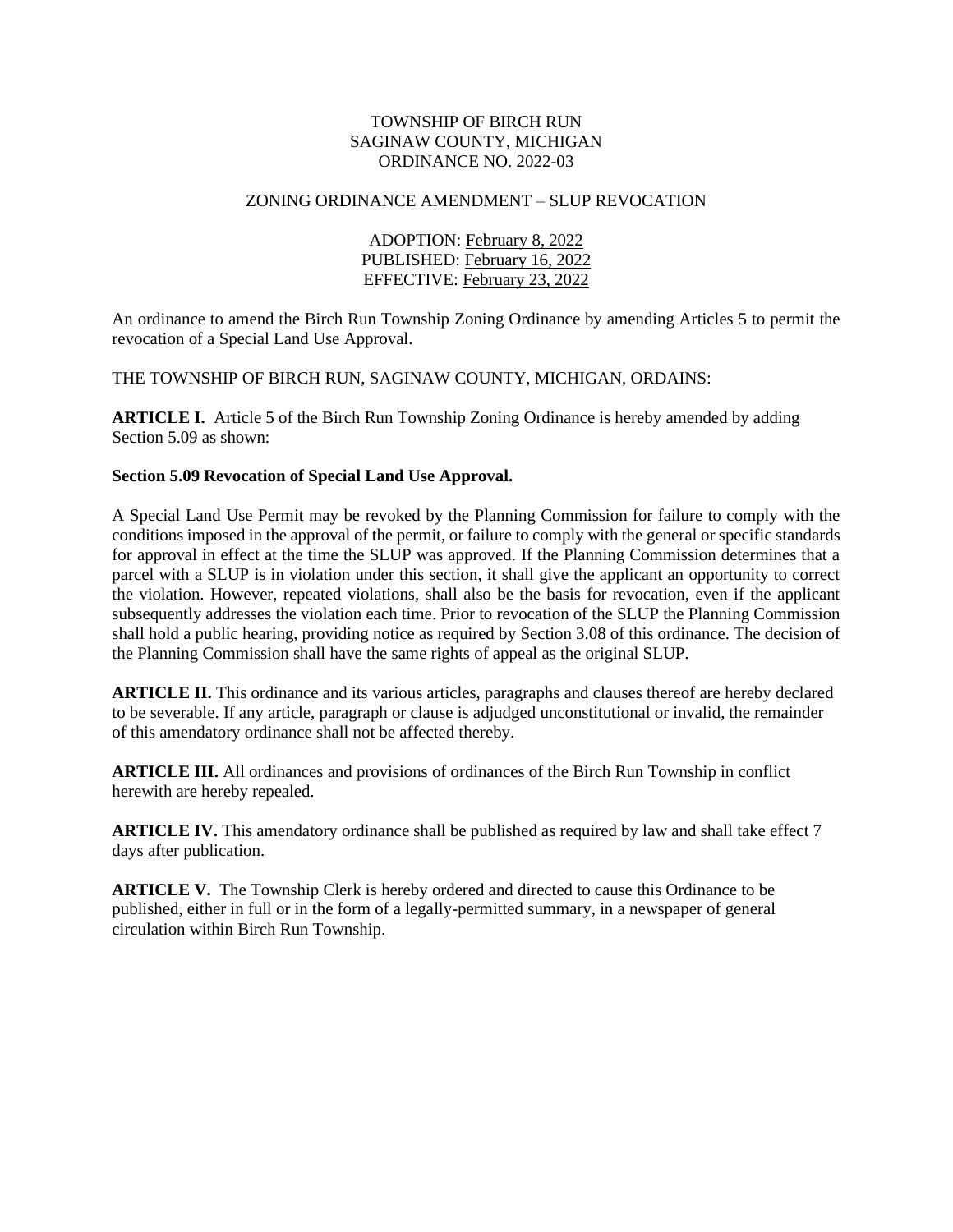TOWNSHIP OF BIRCH RUN
SAGINAW COUNTY, MICHIGAN
ORDINANCE NO. 2022-03

ZONING ORDINANCE AMENDMENT – SLUP REVOCATION

ADOPTION: February 8, 2022
PUBLISHED: February 16, 2022
EFFECTIVE: February 23, 2022

An ordinance to amend the Birch Run Township Zoning Ordinance by amending Articles 5 to permit the revocation of a Special Land Use Approval.

THE TOWNSHIP OF BIRCH RUN, SAGINAW COUNTY, MICHIGAN, ORDAINS:

**ARTICLE I.** Article 5 of the Birch Run Township Zoning Ordinance is hereby amended by adding Section 5.09 as shown:

**Section 5.09 Revocation of Special Land Use Approval.**

A Special Land Use Permit may be revoked by the Planning Commission for failure to comply with the conditions imposed in the approval of the permit, or failure to comply with the general or specific standards for approval in effect at the time the SLUP was approved. If the Planning Commission determines that a parcel with a SLUP is in violation under this section, it shall give the applicant an opportunity to correct the violation. However, repeated violations, shall also be the basis for revocation, even if the applicant subsequently addresses the violation each time. Prior to revocation of the SLUP the Planning Commission shall hold a public hearing, providing notice as required by Section 3.08 of this ordinance. The decision of the Planning Commission shall have the same rights of appeal as the original SLUP.

**ARTICLE II.** This ordinance and its various articles, paragraphs and clauses thereof are hereby declared to be severable. If any article, paragraph or clause is adjudged unconstitutional or invalid, the remainder of this amendatory ordinance shall not be affected thereby.

**ARTICLE III.** All ordinances and provisions of ordinances of the Birch Run Township in conflict herewith are hereby repealed.

**ARTICLE IV.** This amendatory ordinance shall be published as required by law and shall take effect 7 days after publication.

**ARTICLE V.** The Township Clerk is hereby ordered and directed to cause this Ordinance to be published, either in full or in the form of a legally-permitted summary, in a newspaper of general circulation within Birch Run Township.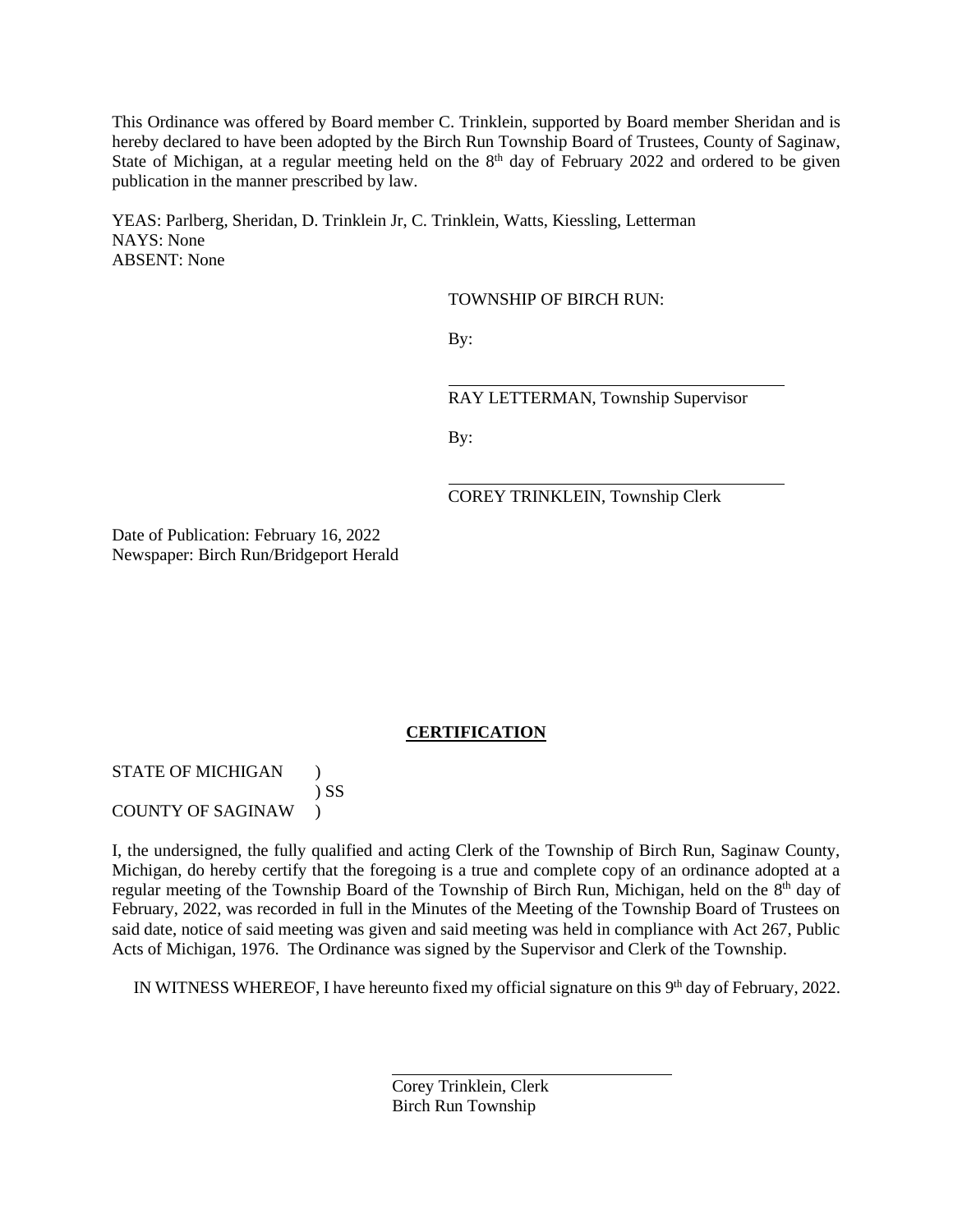This Ordinance was offered by Board member C. Trinklein, supported by Board member Sheridan and is hereby declared to have been adopted by the Birch Run Township Board of Trustees, County of Saginaw, State of Michigan, at a regular meeting held on the 8th day of February 2022 and ordered to be given publication in the manner prescribed by law.

YEAS: Parlberg, Sheridan, D. Trinklein Jr, C. Trinklein, Watts, Kiessling, Letterman
NAYS: None
ABSENT: None

TOWNSHIP OF BIRCH RUN:

By:

______________________________
RAY LETTERMAN, Township Supervisor

By:

______________________________
COREY TRINKLEIN, Township Clerk

Date of Publication: February 16, 2022
Newspaper: Birch Run/Bridgeport Herald

## **CERTIFICATION**

STATE OF MICHIGAN )
) SS
COUNTY OF SAGINAW )

I, the undersigned, the fully qualified and acting Clerk of the Township of Birch Run, Saginaw County, Michigan, do hereby certify that the foregoing is a true and complete copy of an ordinance adopted at a regular meeting of the Township Board of the Township of Birch Run, Michigan, held on the 8th day of February, 2022, was recorded in full in the Minutes of the Meeting of the Township Board of Trustees on said date, notice of said meeting was given and said meeting was held in compliance with Act 267, Public Acts of Michigan, 1976. The Ordinance was signed by the Supervisor and Clerk of the Township.

IN WITNESS WHEREOF, I have hereunto fixed my official signature on this 9th day of February, 2022.

______________________________
Corey Trinklein, Clerk
Birch Run Township